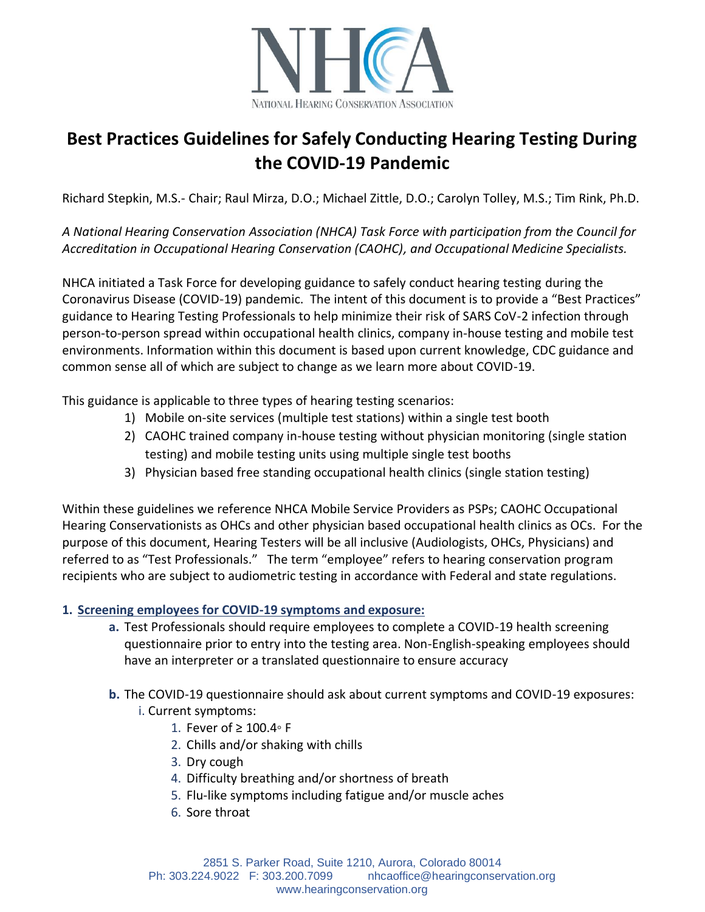NATIONAL HEARING CONSERVATION ASSOCIATION

# Best Practices Guidelines for Safely Conducting Hearing Testing During the COVID-19 Pandemic

Richard Stepkin, M.S.- Chair; Raul Mirza, D.O.; Michael Zittle, D.O.; Carolyn Tolley, M.S.; Tim Rink, Ph.D.

*A National Hearing Conservation Association (NHCA) Task Force with participation from the Council for Accreditation in Occupational Hearing Conservation (CAOHC), and Occupational Medicine Specialists.*

NHCA initiated a Task Force for developing guidance to safely conduct hearing testing during the Coronavirus Disease (COVID-19) pandemic. The intent of this document is to provide a "Best Practices" guidance to Hearing Testing Professionals to help minimize their risk of SARS CoV-2 infection through person-to-person spread within occupational health clinics, company in-house testing and mobile test environments. Information within this document is based upon current knowledge, CDC guidance and common sense all of which are subject to change as we learn more about COVID-19.

This guidance is applicable to three types of hearing testing scenarios:

1) Mobile on-site services (multiple test stations) within a single test booth
2) CAOHC trained company in-house testing without physician monitoring (single station testing) and mobile testing units using multiple single test booths
3) Physician based free standing occupational health clinics (single station testing)

Within these guidelines we reference NHCA Mobile Service Providers as PSPs; CAOHC Occupational Hearing Conservationists as OHCs and other physician based occupational health clinics as OCs. For the purpose of this document, Hearing Testers will be all inclusive (Audiologists, OHCs, Physicians) and referred to as "Test Professionals." The term "employee" refers to hearing conservation program recipients who are subject to audiometric testing in accordance with Federal and state regulations.

## 1. Screening employees for COVID-19 symptoms and exposure:

- **a.** Test Professionals should require employees to complete a COVID-19 health screening questionnaire prior to entry into the testing area. Non-English-speaking employees should have an interpreter or a translated questionnaire to ensure accuracy

- **b.** The COVID-19 questionnaire should ask about current symptoms and COVID-19 exposures:
  - i. Current symptoms:
    1. Fever of ≥ 100.4◦ F
    2. Chills and/or shaking with chills
    3. Dry cough
    4. Difficulty breathing and/or shortness of breath
    5. Flu-like symptoms including fatigue and/or muscle aches
    6. Sore throat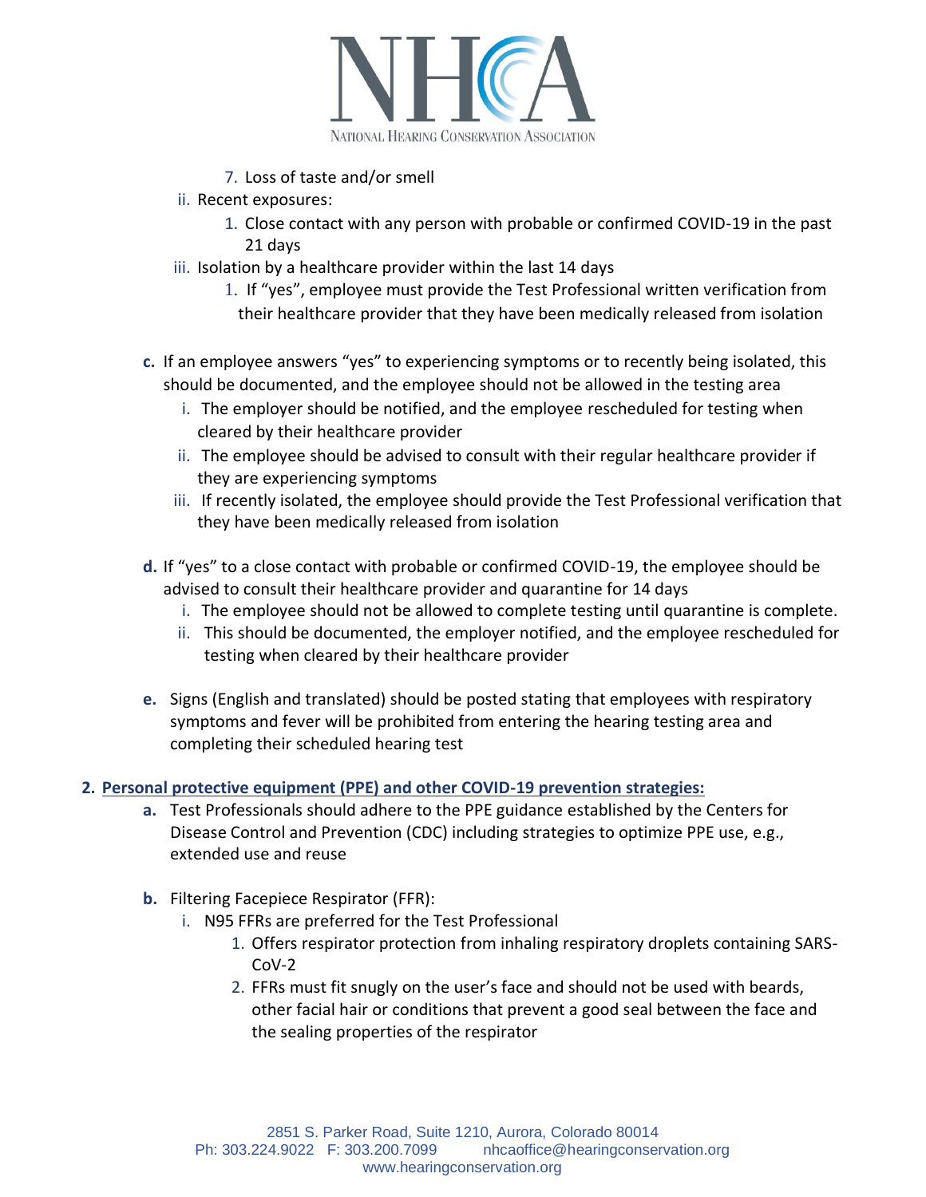7. Loss of taste and/or smell

ii. Recent exposures:

1. Close contact with any person with probable or confirmed COVID-19 in the past 21 days

iii. Isolation by a healthcare provider within the last 14 days

1. If "yes", employee must provide the Test Professional written verification from their healthcare provider that they have been medically released from isolation

**c.** If an employee answers "yes" to experiencing symptoms or to recently being isolated, this should be documented, and the employee should not be allowed in the testing area

i. The employer should be notified, and the employee rescheduled for testing when cleared by their healthcare provider

ii. The employee should be advised to consult with their regular healthcare provider if they are experiencing symptoms

iii. If recently isolated, the employee should provide the Test Professional verification that they have been medically released from isolation

**d.** If "yes" to a close contact with probable or confirmed COVID-19, the employee should be advised to consult their healthcare provider and quarantine for 14 days

i. The employee should not be allowed to complete testing until quarantine is complete.

ii. This should be documented, the employer notified, and the employee rescheduled for testing when cleared by their healthcare provider

**e.** Signs (English and translated) should be posted stating that employees with respiratory symptoms and fever will be prohibited from entering the hearing testing area and completing their scheduled hearing test

## 2. Personal protective equipment (PPE) and other COVID-19 prevention strategies:

**a.** Test Professionals should adhere to the PPE guidance established by the Centers for Disease Control and Prevention (CDC) including strategies to optimize PPE use, e.g., extended use and reuse

**b.** Filtering Facepiece Respirator (FFR):

i. N95 FFRs are preferred for the Test Professional

1. Offers respirator protection from inhaling respiratory droplets containing SARS-CoV-2
2. FFRs must fit snugly on the user's face and should not be used with beards, other facial hair or conditions that prevent a good seal between the face and the sealing properties of the respirator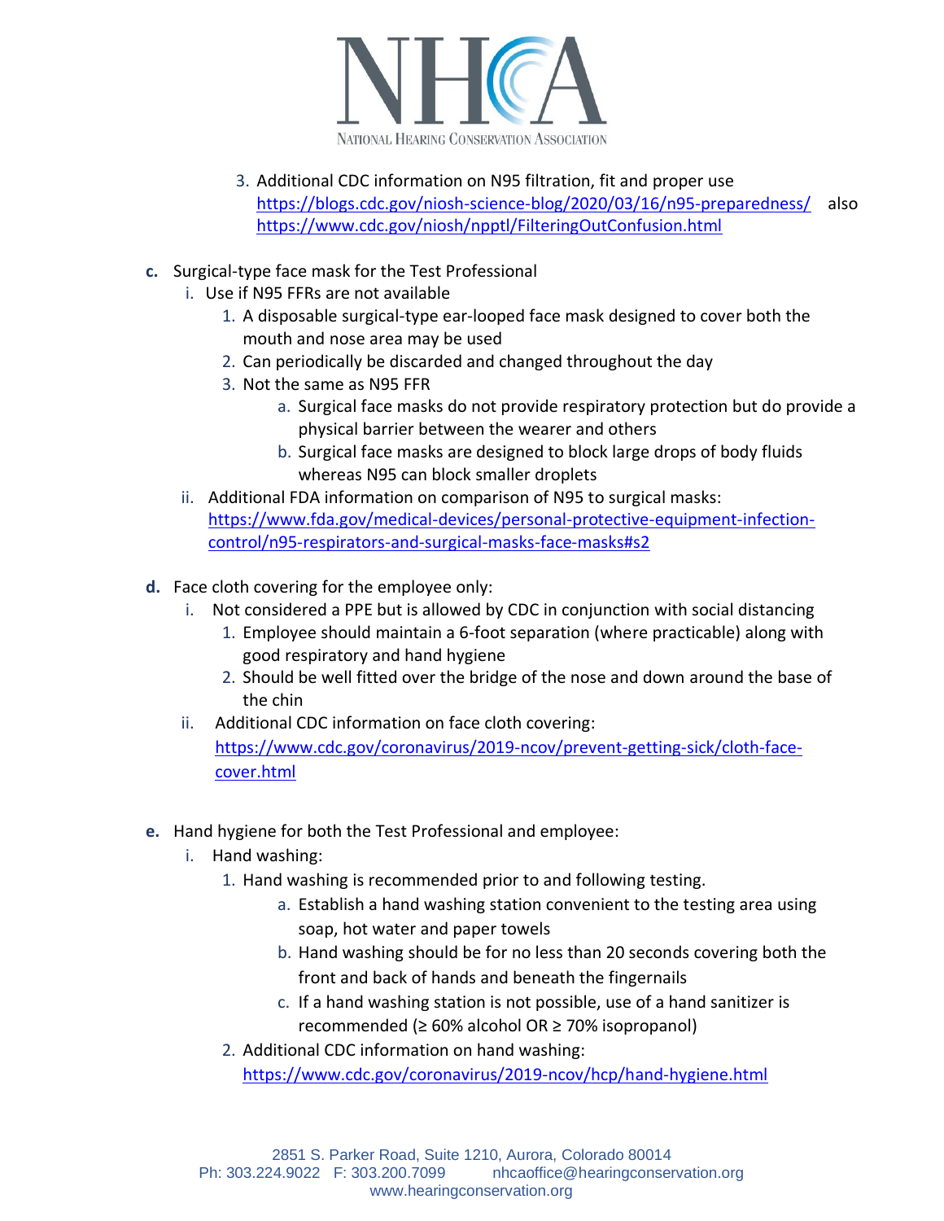3. Additional CDC information on N95 filtration, fit and proper use https://blogs.cdc.gov/niosh-science-blog/2020/03/16/n95-preparedness/ also https://www.cdc.gov/niosh/npptl/FilteringOutConfusion.html

**c.** Surgical-type face mask for the Test Professional

- i. Use if N95 FFRs are not available
  1. A disposable surgical-type ear-looped face mask designed to cover both the mouth and nose area may be used
  2. Can periodically be discarded and changed throughout the day
  3. Not the same as N95 FFR
     - a. Surgical face masks do not provide respiratory protection but do provide a physical barrier between the wearer and others
     - b. Surgical face masks are designed to block large drops of body fluids whereas N95 can block smaller droplets
- ii. Additional FDA information on comparison of N95 to surgical masks: https://www.fda.gov/medical-devices/personal-protective-equipment-infection-control/n95-respirators-and-surgical-masks-face-masks#s2

**d.** Face cloth covering for the employee only:

- i. Not considered a PPE but is allowed by CDC in conjunction with social distancing
  1. Employee should maintain a 6-foot separation (where practicable) along with good respiratory and hand hygiene
  2. Should be well fitted over the bridge of the nose and down around the base of the chin
- ii. Additional CDC information on face cloth covering: https://www.cdc.gov/coronavirus/2019-ncov/prevent-getting-sick/cloth-face-cover.html

**e.** Hand hygiene for both the Test Professional and employee:

- i. Hand washing:
  1. Hand washing is recommended prior to and following testing.
     - a. Establish a hand washing station convenient to the testing area using soap, hot water and paper towels
     - b. Hand washing should be for no less than 20 seconds covering both the front and back of hands and beneath the fingernails
     - c. If a hand washing station is not possible, use of a hand sanitizer is recommended (≥ 60% alcohol OR ≥ 70% isopropanol)
  2. Additional CDC information on hand washing: https://www.cdc.gov/coronavirus/2019-ncov/hcp/hand-hygiene.html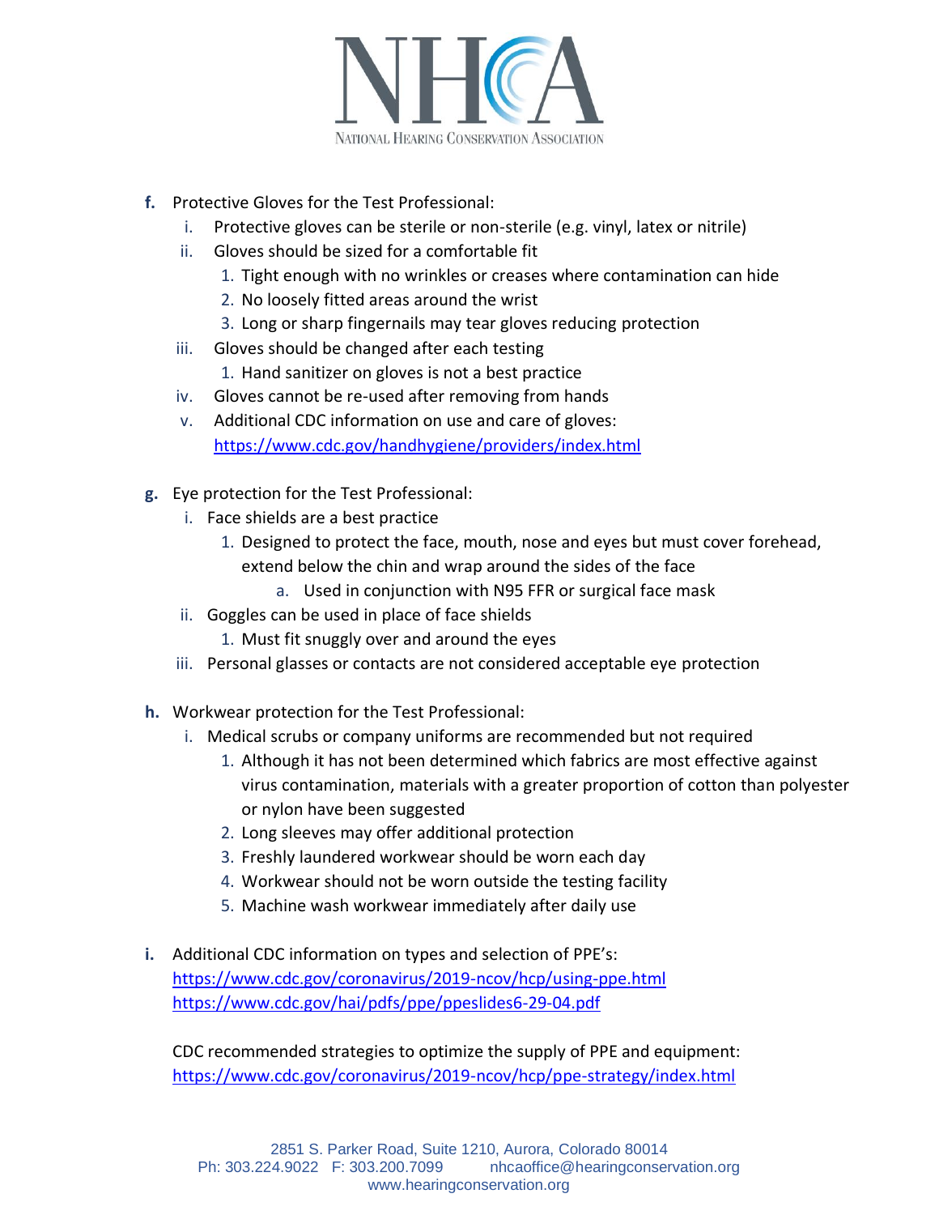- **f.** Protective Gloves for the Test Professional:
  - i. Protective gloves can be sterile or non-sterile (e.g. vinyl, latex or nitrile)
  - ii. Gloves should be sized for a comfortable fit
    1. Tight enough with no wrinkles or creases where contamination can hide
    2. No loosely fitted areas around the wrist
    3. Long or sharp fingernails may tear gloves reducing protection
  - iii. Gloves should be changed after each testing
    1. Hand sanitizer on gloves is not a best practice
  - iv. Gloves cannot be re-used after removing from hands
  - v. Additional CDC information on use and care of gloves: [https://www.cdc.gov/handhygiene/providers/index.html](https://www.cdc.gov/handhygiene/providers/index.html)

- **g.** Eye protection for the Test Professional:
  - i. Face shields are a best practice
    1. Designed to protect the face, mouth, nose and eyes but must cover forehead, extend below the chin and wrap around the sides of the face
       - a. Used in conjunction with N95 FFR or surgical face mask
  - ii. Goggles can be used in place of face shields
    1. Must fit snuggly over and around the eyes
  - iii. Personal glasses or contacts are not considered acceptable eye protection

- **h.** Workwear protection for the Test Professional:
  - i. Medical scrubs or company uniforms are recommended but not required
    1. Although it has not been determined which fabrics are most effective against virus contamination, materials with a greater proportion of cotton than polyester or nylon have been suggested
    2. Long sleeves may offer additional protection
    3. Freshly laundered workwear should be worn each day
    4. Workwear should not be worn outside the testing facility
    5. Machine wash workwear immediately after daily use

- **i.** Additional CDC information on types and selection of PPE's:
  [https://www.cdc.gov/coronavirus/2019-ncov/hcp/using-ppe.html](https://www.cdc.gov/coronavirus/2019-ncov/hcp/using-ppe.html)
  [https://www.cdc.gov/hai/pdfs/ppe/ppeslides6-29-04.pdf](https://www.cdc.gov/hai/pdfs/ppe/ppeslides6-29-04.pdf)

  CDC recommended strategies to optimize the supply of PPE and equipment:
  [https://www.cdc.gov/coronavirus/2019-ncov/hcp/ppe-strategy/index.html](https://www.cdc.gov/coronavirus/2019-ncov/hcp/ppe-strategy/index.html)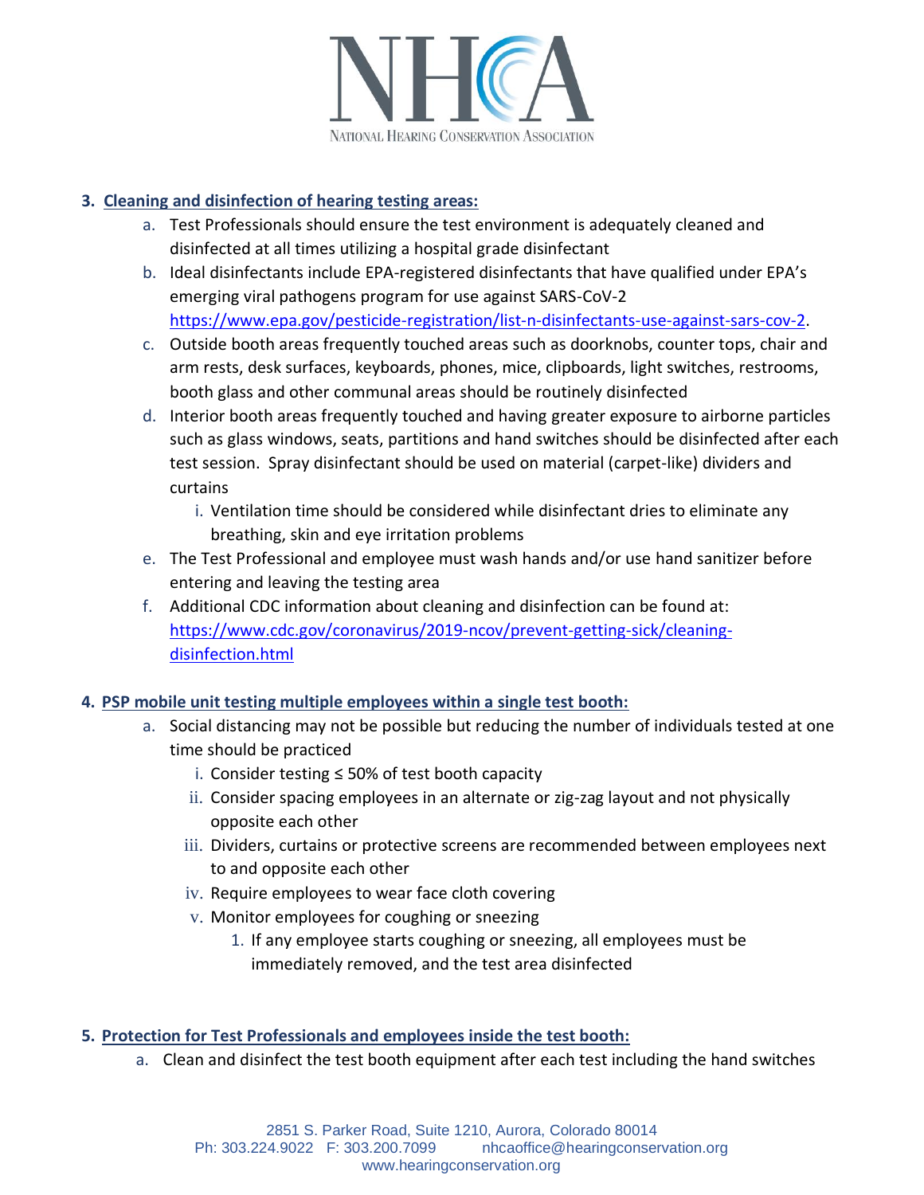3. **Cleaning and disinfection of hearing testing areas:**
   a. Test Professionals should ensure the test environment is adequately cleaned and disinfected at all times utilizing a hospital grade disinfectant
   b. Ideal disinfectants include EPA-registered disinfectants that have qualified under EPA's emerging viral pathogens program for use against SARS-CoV-2 https://www.epa.gov/pesticide-registration/list-n-disinfectants-use-against-sars-cov-2.
   c. Outside booth areas frequently touched areas such as doorknobs, counter tops, chair and arm rests, desk surfaces, keyboards, phones, mice, clipboards, light switches, restrooms, booth glass and other communal areas should be routinely disinfected
   d. Interior booth areas frequently touched and having greater exposure to airborne particles such as glass windows, seats, partitions and hand switches should be disinfected after each test session. Spray disinfectant should be used on material (carpet-like) dividers and curtains
      i. Ventilation time should be considered while disinfectant dries to eliminate any breathing, skin and eye irritation problems
   e. The Test Professional and employee must wash hands and/or use hand sanitizer before entering and leaving the testing area
   f. Additional CDC information about cleaning and disinfection can be found at: https://www.cdc.gov/coronavirus/2019-ncov/prevent-getting-sick/cleaning-disinfection.html

4. **PSP mobile unit testing multiple employees within a single test booth:**
   a. Social distancing may not be possible but reducing the number of individuals tested at one time should be practiced
      i. Consider testing ≤ 50% of test booth capacity
      ii. Consider spacing employees in an alternate or zig-zag layout and not physically opposite each other
      iii. Dividers, curtains or protective screens are recommended between employees next to and opposite each other
      iv. Require employees to wear face cloth covering
      v. Monitor employees for coughing or sneezing
         1. If any employee starts coughing or sneezing, all employees must be immediately removed, and the test area disinfected

5. **Protection for Test Professionals and employees inside the test booth:**
   a. Clean and disinfect the test booth equipment after each test including the hand switches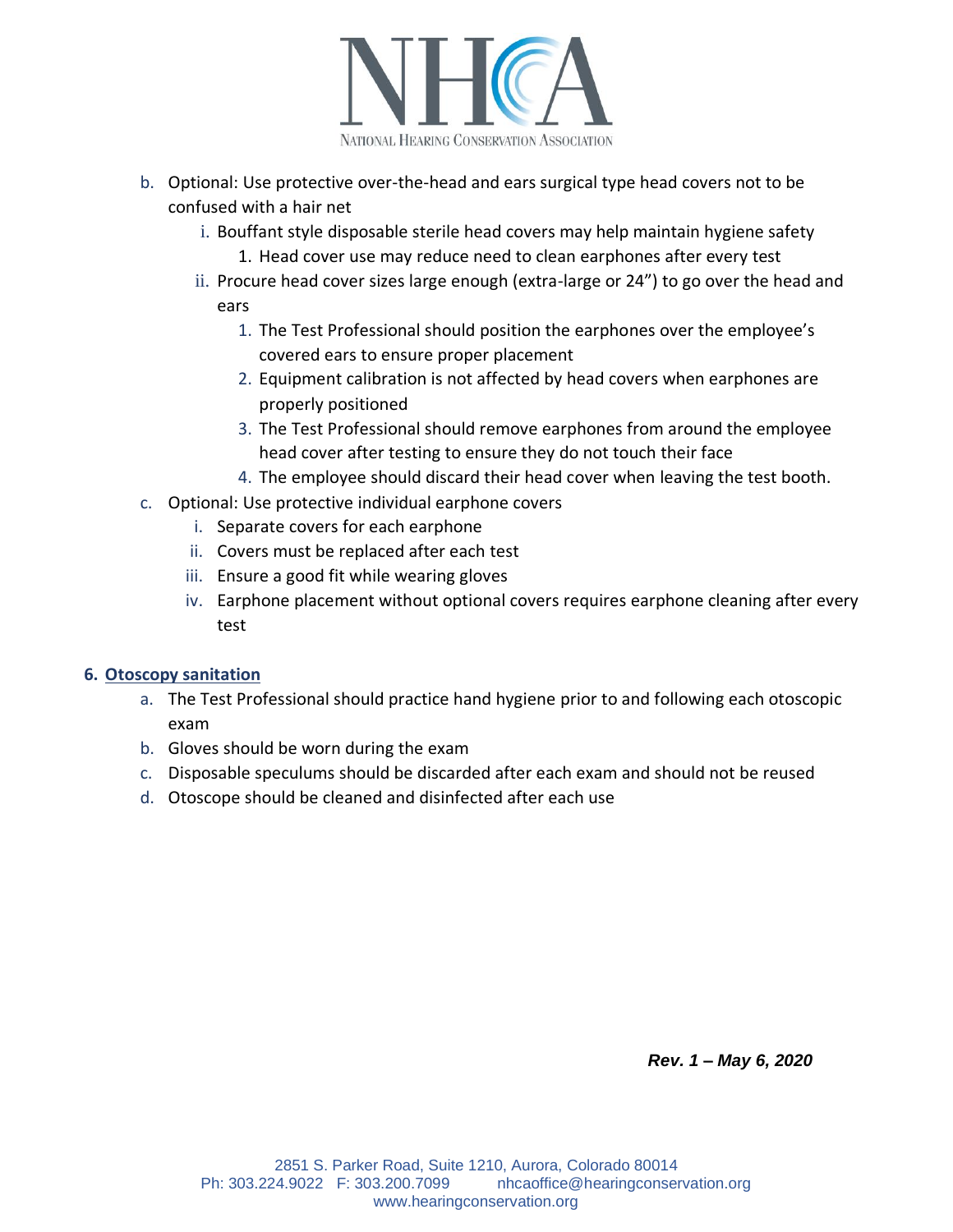b. Optional: Use protective over-the-head and ears surgical type head covers not to be confused with a hair net
   i. Bouffant style disposable sterile head covers may help maintain hygiene safety
      1. Head cover use may reduce need to clean earphones after every test
   ii. Procure head cover sizes large enough (extra-large or 24") to go over the head and ears
      1. The Test Professional should position the earphones over the employee's covered ears to ensure proper placement
      2. Equipment calibration is not affected by head covers when earphones are properly positioned
      3. The Test Professional should remove earphones from around the employee head cover after testing to ensure they do not touch their face
      4. The employee should discard their head cover when leaving the test booth.

c. Optional: Use protective individual earphone covers
   i. Separate covers for each earphone
   ii. Covers must be replaced after each test
   iii. Ensure a good fit while wearing gloves
   iv. Earphone placement without optional covers requires earphone cleaning after every test

**6. Otoscopy sanitation**

a. The Test Professional should practice hand hygiene prior to and following each otoscopic exam
b. Gloves should be worn during the exam
c. Disposable speculums should be discarded after each exam and should not be reused
d. Otoscope should be cleaned and disinfected after each use

***Rev. 1 – May 6, 2020***